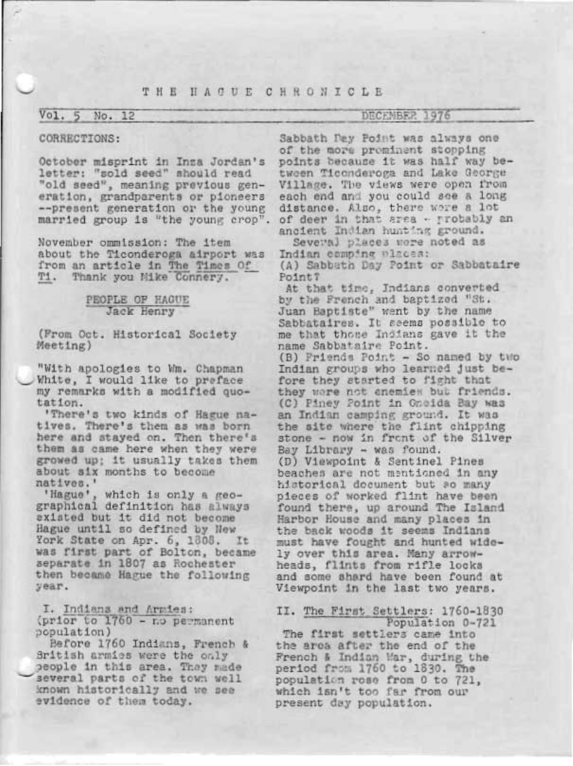# THE HAGUE CHRONICLE

Vol. 5 No. 12 — DECEMBER 1976

## CORRECTIONS:

October misprint in Inza Jordan's letter: "sold seed" should read "old seed", meaning previous generation, grandparents or pioneers --present generation or the young married group is "the young crop".

November ommission: The item about the Ticonderoga airport was from an article in The Times Of Ti. Thank you Mike Connery.

## PEOPLE OF HAGUE
### Jack Henry

(From Oct. Historical Society Meeting)

"With apologies to Wm. Chapman White, I would like to preface my remarks with a modified quotation.

'There's two kinds of Hague natives. There's them as was born here and stayed on. Then there's them as came here when they were growed up; it usually takes them about six months to become natives.'

'Hague', which is only a geographical definition has always existed but it did not become Hague until so defined by New York State on Apr. 6, 1808. It was first part of Bolton, became separate in 1807 as Rochester then became Hague the following year.

I. Indians and Armies:
(prior to 1760 - no permanent population)

Before 1760 Indians, French & British armies were the only people in this area. They made several parts of the town well known historically and we see evidence of them today.

Sabbath Day Point was always one of the more prominent stopping points because it was half way between Ticonderoga and Lake George Village. The views were open from each end and you could see a long distance. Also, there were a lot of deer in that area - probably an ancient Indian hunting ground.

Several places were noted as Indian camping places:

(A) Sabbath Day Point or Sabbataire Point?

At that time, Indians converted by the French and baptized "St. Juan Baptiste" went by the name Sabbataires. It seems possible to me that those Indians gave it the name Sabbataire Point.

(B) Friends Point - So named by two Indian groups who learned just before they started to fight that they were not enemies but friends.

(C) Piney Point in Oneida Bay was an Indian camping ground. It was the site where the flint chipping stone - now in front of the Silver Bay Library - was found.

(D) Viewpoint & Sentinel Pines beaches are not mentioned in any historical document but so many pieces of worked flint have been found there, up around The Island Harbor House and many places in the back woods it seems Indians must have fought and hunted widely over this area. Many arrowheads, flints from rifle locks and some shard have been found at Viewpoint in the last two years.

II. The First Settlers: 1760-1830
Population 0-721

The first settlers came into the area after the end of the French & Indian War, during the period from 1760 to 1830. The population rose from 0 to 721, which isn't too far from our present day population.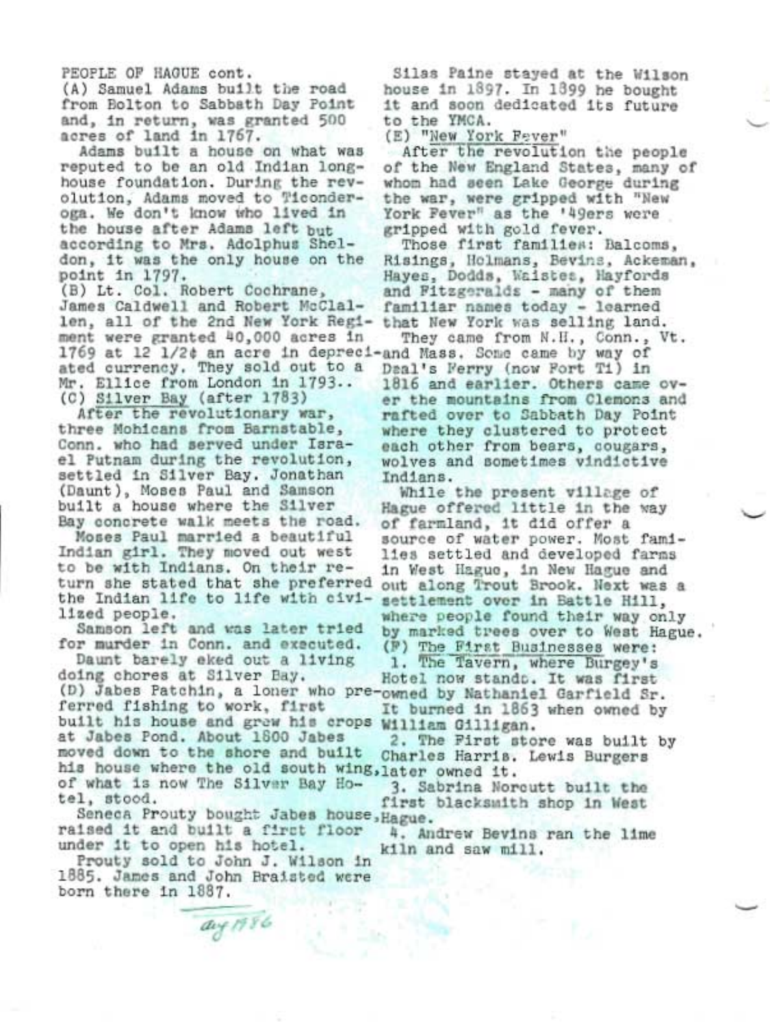PEOPLE OF HAGUE cont.

(A) Samuel Adams built the road from Bolton to Sabbath Day Point and, in return, was granted 500 acres of land in 1767.

Adams built a house on what was reputed to be an old Indian long-house foundation. During the revolution, Adams moved to Ticonderoga. We don't know who lived in the house after Adams left but according to Mrs. Adolphus Sheldon, it was the only house on the point in 1797.

(B) Lt. Col. Robert Cochrane, James Caldwell and Robert McClallen, all of the 2nd New York Regiment were granted 40,000 acres in 1769 at 12 1/2¢ an acre in depreciated currency. They sold out to a Mr. Ellice from London in 1793..

(C) Silver Bay (after 1783)

After the revolutionary war, three Mohicans from Barnstable, Conn. who had served under Israel Putnam during the revolution, settled in Silver Bay. Jonathan (Daunt), Moses Paul and Samson built a house where the Silver Bay concrete walk meets the road.

Moses Paul married a beautiful Indian girl. They moved out west to be with Indians. On their return she stated that she preferred the Indian life to life with civilized people.

Samson left and was later tried for murder in Conn. and executed.

Daunt barely eked out a living doing chores at Silver Bay.

(D) Jabes Patchin, a loner who preferred fishing to work, first built his house and grew his crops at Jabes Pond. About 1800 Jabes moved down to the shore and built his house where the old south wing, of what is now The Silver Bay Hotel, stood.

Seneca Prouty bought Jabes house, raised it and built a first floor under it to open his hotel.

Prouty sold to John J. Wilson in 1885. James and John Braisted were born there in 1887.

Silas Paine stayed at the Wilson house in 1897. In 1899 he bought it and soon dedicated its future to the YMCA.

(E) "New York Fever"

After the revolution the people of the New England States, many of whom had seen Lake George during the war, were gripped with "New York Fever" as the '49ers were gripped with gold fever.

Those first families: Balcoms, Risings, Holmans, Bevins, Ackeman, Hayes, Dodds, Waistes, Hayfords and Fitzgeralds - many of them familiar names today - learned that New York was selling land.

They came from N.H., Conn., Vt. and Mass. Some came by way of Deal's Ferry (now Fort Ti) in 1816 and earlier. Others came over the mountains from Clemons and rafted over to Sabbath Day Point where they clustered to protect each other from bears, cougars, wolves and sometimes vindictive Indians.

While the present village of Hague offered little in the way of farmland, it did offer a source of water power. Most families settled and developed farms in West Hague, in New Hague and out along Trout Brook. Next was a settlement over in Battle Hill, where people found their way only by marked trees over to West Hague.

(F) The First Businesses were:

1. The Tavern, where Burgey's Hotel now stands. It was first owned by Nathaniel Garfield Sr. It burned in 1863 when owned by William Gilligan.
2. The First store was built by Charles Harris. Lewis Burgers later owned it.
3. Sabrina Norcutt built the first blacksmith shop in West Hague.
4. Andrew Bevins ran the lime kiln and saw mill.

Aug 1986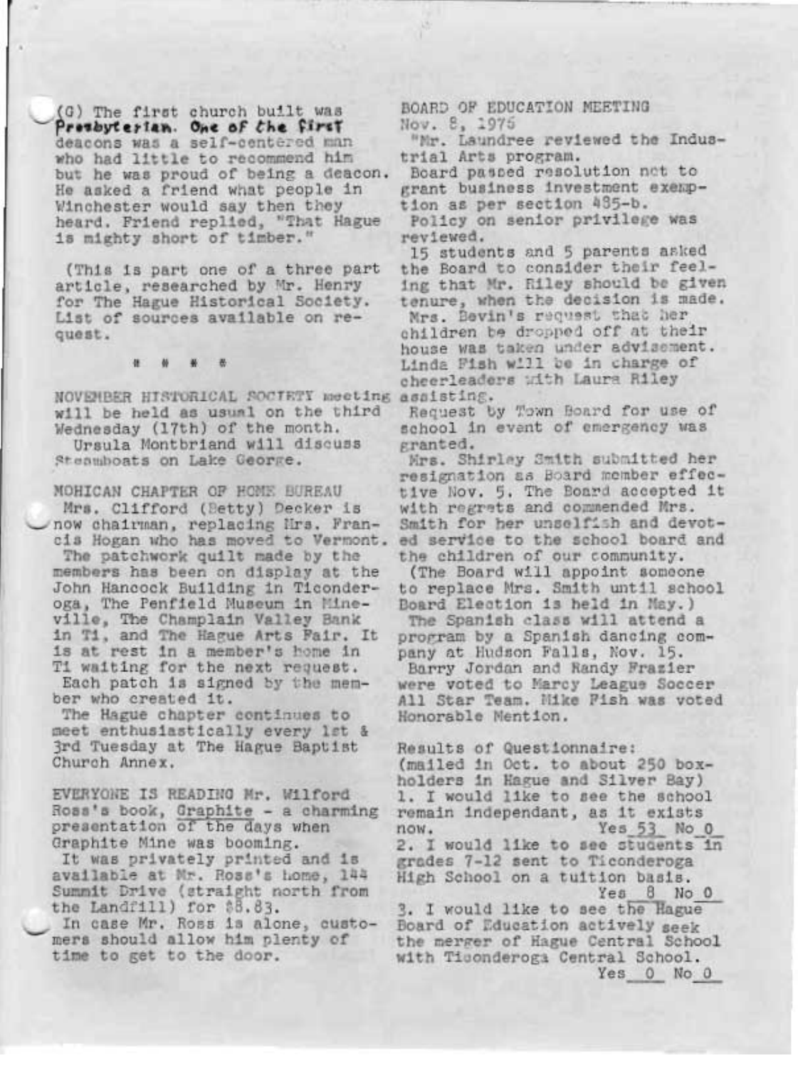(G) The first church built was Presbyterian. One of the first deacons was a self-centered man who had little to recommend him but he was proud of being a deacon. He asked a friend what people in Winchester would say then they heard. Friend replied, "That Hague is mighty short of timber."

(This is part one of a three part article, researched by Mr. Henry for The Hague Historical Society. List of sources available on request.

\# # # #

NOVEMBER HISTORICAL SOCIETY meeting will be held as usual on the third Wednesday (17th) of the month.
Ursula Montbriand will discuss Steamboats on Lake George.

MOHICAN CHAPTER OF HOME BUREAU
Mrs. Clifford (Betty) Decker is now chairman, replacing Mrs. Francis Hogan who has moved to Vermont.
The patchwork quilt made by the members has been on display at the John Hancock Building in Ticonderoga, The Penfield Museum in Mineville, The Champlain Valley Bank in Ti, and The Hague Arts Fair. It is at rest in a member's home in Ti waiting for the next request.
Each patch is signed by the member who created it.
The Hague chapter continues to meet enthusiastically every 1st & 3rd Tuesday at The Hague Baptist Church Annex.

EVERYONE IS READING Mr. Wilford Ross's book, Graphite - a charming presentation of the days when Graphite Mine was booming.
It was privately printed and is available at Mr. Ross's home, 144 Summit Drive (straight north from the Landfill) for $8.83.
In case Mr. Ross is alone, customers should allow him plenty of time to get to the door.

BOARD OF EDUCATION MEETING
Nov. 8, 1976
"Mr. Laundree reviewed the Industrial Arts program.
Board passed resolution not to grant business investment exemption as per section 485-b.
Policy on senior privilege was reviewed.
15 students and 5 parents asked the Board to consider their feeling that Mr. Riley should be given tenure, when the decision is made.
Mrs. Bevin's request that her children be dropped off at their house was taken under advisement.
Linda Fish will be in charge of cheerleaders with Laura Riley assisting.
Request by Town Board for use of school in event of emergency was granted.
Mrs. Shirley Smith submitted her resignation as Board member effective Nov. 5. The Board accepted it with regrets and commended Mrs. Smith for her unselfish and devoted service to the school board and the children of our community.
(The Board will appoint someone to replace Mrs. Smith until school Board Election is held in May.)
The Spanish class will attend a program by a Spanish dancing company at Hudson Falls, Nov. 15.
Barry Jordan and Randy Frazier were voted to Marcy League Soccer All Star Team. Mike Fish was voted Honorable Mention.

Results of Questionnaire:
(mailed in Oct. to about 250 boxholders in Hague and Silver Bay)
1. I would like to see the school remain independant, as it exists now. Yes 53 No 0
2. I would like to see students in grades 7-12 sent to Ticonderoga High School on a tuition basis. Yes 8 No 0
3. I would like to see the Hague Board of Education actively seek the merger of Hague Central School with Ticonderoga Central School. Yes 0 No 0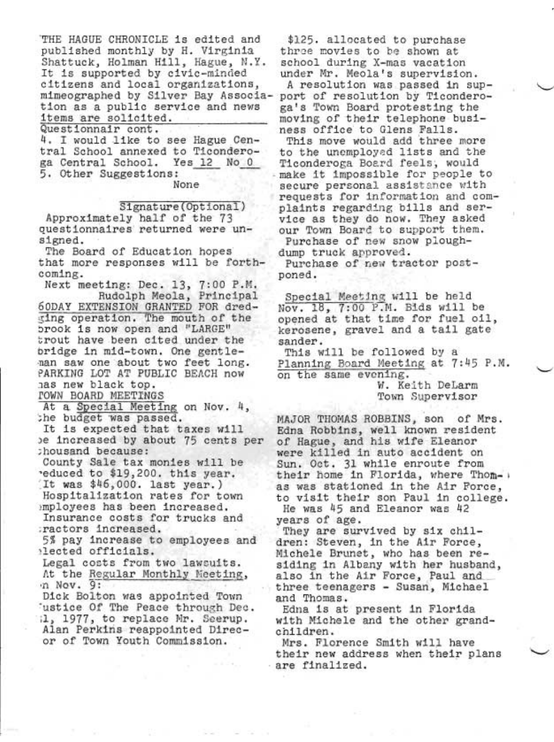THE HAGUE CHRONICLE is edited and published monthly by H. Virginia Shattuck, Holman Hill, Hague, N.Y. It is supported by civic-minded citizens and local organizations, mimeographed by Silver Bay Association as a public service and news items are solicited.

Questionnair cont.

4. I would like to see Hague Central School annexed to Ticonderoga Central School. Yes 12 No 0

5. Other Suggestions:

None

Signature(Optional)

Approximately half of the 73 questionnaires returned were unsigned.

The Board of Education hopes that more responses will be forthcoming.

Next meeting: Dec. 13, 7:00 P.M.

Rudolph Meola, Principal

60DAY EXTENSION GRANTED FOR dredging operation. The mouth of the brook is now open and "LARGE" trout have been cited under the bridge in mid-town. One gentleman saw one about two feet long.

PARKING LOT AT PUBLIC BEACH now has new black top.

TOWN BOARD MEETINGS

At a Special Meeting on Nov. 4, the budget was passed.

It is expected that taxes will be increased by about 75 cents per thousand because:

County Sale tax monies will be reduced to $19,200. this year. (It was $46,000. last year.)

Hospitalization rates for town employees has been increased.

Insurance costs for trucks and tractors increased.

5% pay increase to employees and elected officials.

Legal costs from two lawsuits.

At the Regular Monthly Meeting, on Nov. 9:

Dick Bolton was appointed Town Justice Of The Peace through Dec. 31, 1977, to replace Mr. Seerup.

Alan Perkins reappointed Director of Town Youth Commission.

$125. allocated to purchase three movies to be shown at school during X-mas vacation under Mr. Meola's supervision.

A resolution was passed in support of resolution by Ticonderoga's Town Board protesting the moving of their telephone business office to Glens Falls.

This move would add three more to the unemployed lists and the Ticonderoga Board feels, would make it impossible for people to secure personal assistance with requests for information and complaints regarding bills and service as they do now. They asked our Town Board to support them.

Purchase of new snow plough-dump truck approved.

Purchase of new tractor postponed.

Special Meeting will be held Nov. 18, 7:00 P.M. Bids will be opened at that time for fuel oil, kerosene, gravel and a tail gate sander.

This will be followed by a Planning Board Meeting at 7:45 P.M. on the same evening.

W. Keith DeLarm
Town Supervisor

MAJOR THOMAS ROBBINS, son of Mrs. Edna Robbins, well known resident of Hague, and his wife Eleanor were killed in auto accident on Sun. Oct. 31 while enroute from their home in Florida, where Thomas was stationed in the Air Force, to visit their son Paul in college. He was 45 and Eleanor was 42 years of age.

They are survived by six children: Steven, in the Air Force, Michele Brunet, who has been residing in Albany with her husband, also in the Air Force, Paul and three teenagers - Susan, Michael and Thomas.

Edna is at present in Florida with Michele and the other grandchildren.

Mrs. Florence Smith will have their new address when their plans are finalized.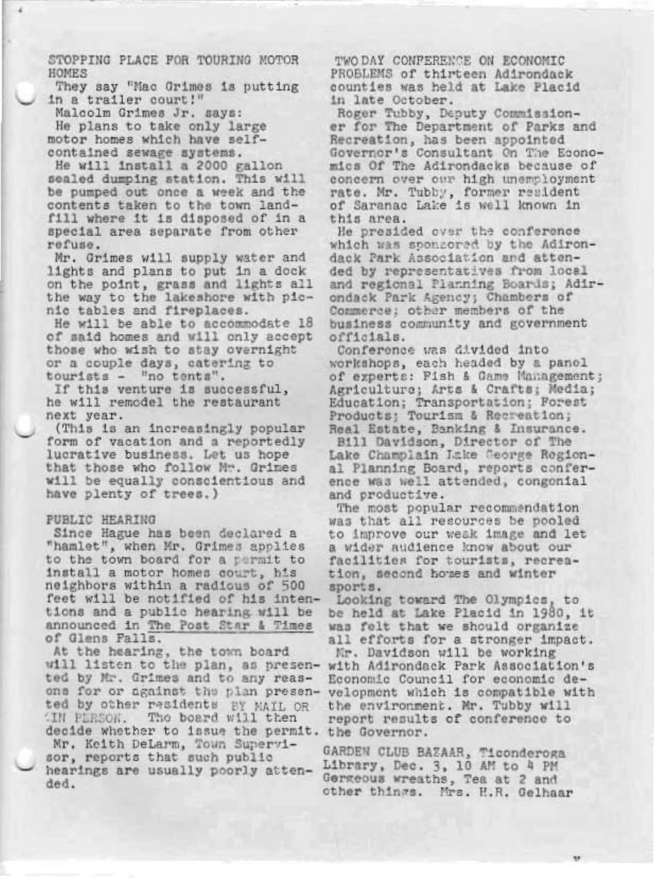## STOPPING PLACE FOR TOURING MOTOR HOMES

They say "Mac Grimes is putting in a trailer court!"

Malcolm Grimes Jr. says:

He plans to take only large motor homes which have self-contained sewage systems.

He will install a 2000 gallon sealed dumping station. This will be pumped out once a week and the contents taken to the town landfill where it is disposed of in a special area separate from other refuse.

Mr. Grimes will supply water and lights and plans to put in a dock on the point, grass and lights all the way to the lakeshore with picnic tables and fireplaces.

He will be able to accommodate 18 of said homes and will only accept those who wish to stay overnight or a couple days, catering to tourists - "no tents".

If this venture is successful, he will remodel the restaurant next year.

(This is an increasingly popular form of vacation and a reportedly lucrative business. Let us hope that those who follow Mr. Grimes will be equally conscientious and have plenty of trees.)

## PUBLIC HEARING

Since Hague has been declared a "hamlet", when Mr. Grimes applies to the town board for a permit to install a motor homes court, his neighbors within a radious of 500 feet will be notified of his intentions and a public hearing will be announced in The Post Star & Times of Glens Falls.

At the hearing, the town board will listen to the plan, as presented by Mr. Grimes and to any reasons for or against the plan presented by other residents BY MAIL OR IN PERSON. The board will then decide whether to issue the permit.

Mr. Keith DeLarm, Town Supervisor, reports that such public hearings are usually poorly attended.

## TWO DAY CONFERENCE ON ECONOMIC PROBLEMS

TWO DAY CONFERENCE ON ECONOMIC PROBLEMS of thirteen Adirondack counties was held at Lake Placid in late October.

Roger Tubby, Deputy Commissioner for The Department of Parks and Recreation, has been appointed Governor's Consultant On The Economics Of The Adirondacks because of concern over our high unemployment rate. Mr. Tubby, former resident of Saranac Lake is well known in this area.

He presided over the conference which was sponsored by the Adirondack Park Association and attended by representatives from local and regional Planning Boards; Adirondack Park Agency; Chambers of Commerce; other members of the business community and government officials.

Conference was divided into workshops, each headed by a panel of experts: Fish & Game Management; Agriculture; Arts & Crafts; Media; Education; Transportation; Forest Products; Tourism & Recreation; Real Estate, Banking & Insurance.

Bill Davidson, Director of The Lake Champlain Lake George Regional Planning Board, reports conference was well attended, congenial and productive.

The most popular recommendation was that all resources be pooled to improve our weak image and let a wider audience know about our facilities for tourists, recreation, second homes and winter sports.

Looking toward The Olympics, to be held at Lake Placid in 1980, it was felt that we should organize all efforts for a stronger impact.

Mr. Davidson will be working with Adirondack Park Association's Economic Council for economic development which is compatible with the environment. Mr. Tubby will report results of conference to the Governor.

## GARDEN CLUB BAZAAR

GARDEN CLUB BAZAAR, Ticonderoga Library, Dec. 3, 10 AM to 4 PM Gergeous wreaths, Tea at 2 and other things. Mrs. H.R. Gelhaar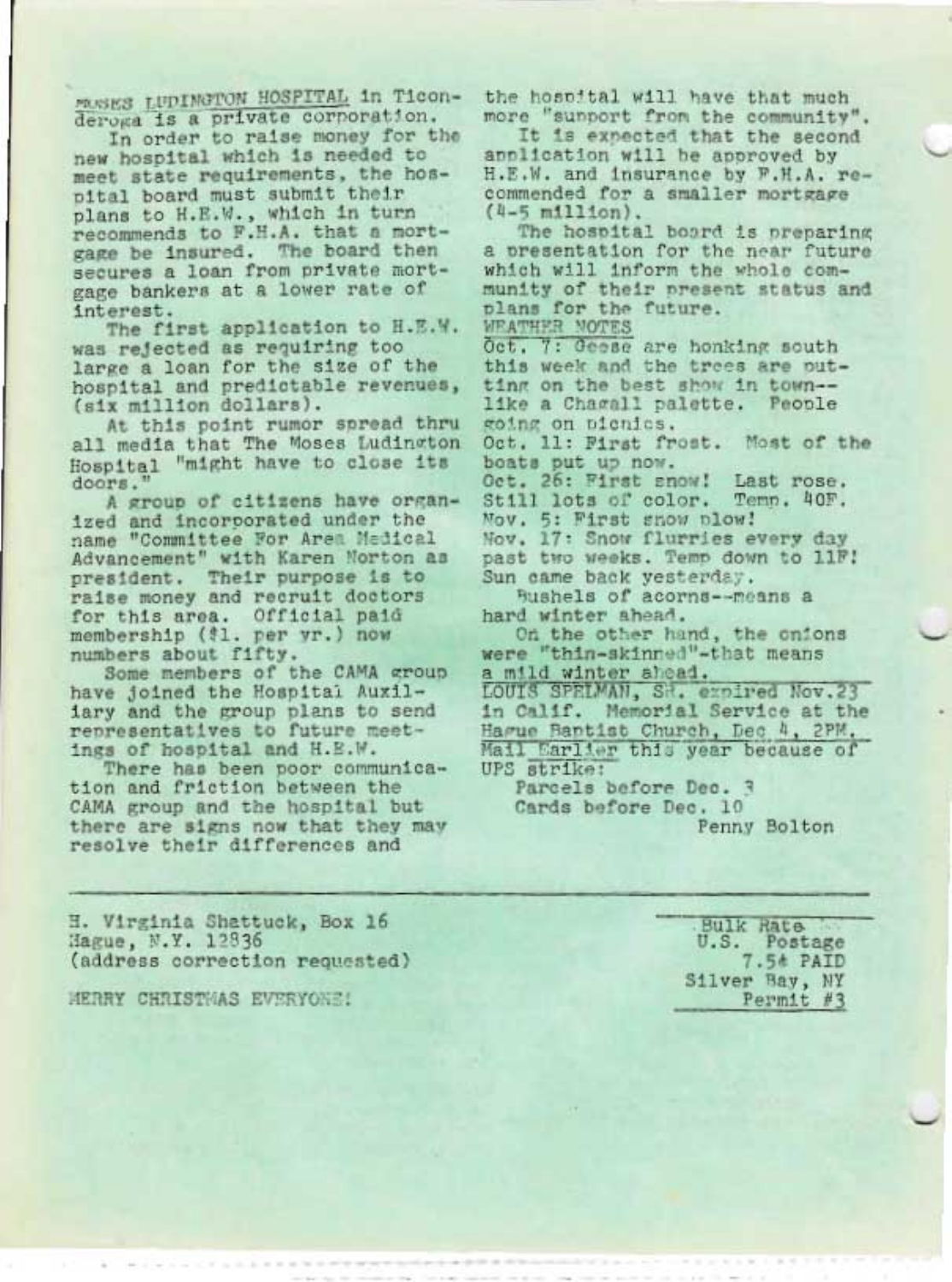MOSES LUDINGTON HOSPITAL in Ticonderoga is a private corporation.

In order to raise money for the new hospital which is needed to meet state requirements, the hospital board must submit their plans to H.E.W., which in turn recommends to F.H.A. that a mortgage be insured. The board then secures a loan from private mortgage bankers at a lower rate of interest.

The first application to H.E.W. was rejected as requiring too large a loan for the size of the hospital and predictable revenues, (six million dollars).

At this point rumor spread thru all media that The Moses Ludington Hospital "might have to close its doors."

A group of citizens have organized and incorporated under the name "Committee For Area Medical Advancement" with Karen Norton as president. Their purpose is to raise money and recruit doctors for this area. Official paid membership ($1. per yr.) now numbers about fifty.

Some members of the CAMA group have joined the Hospital Auxiliary and the group plans to send representatives to future meetings of hospital and H.E.W.

There has been poor communication and friction between the CAMA group and the hospital but there are signs now that they may resolve their differences and the hospital will have that much more "support from the community".

It is expected that the second application will be approved by H.E.W. and insurance by F.H.A. recommended for a smaller mortgage (4-5 million).

The hospital board is preparing a presentation for the near future which will inform the whole community of their present status and plans for the future.

WEATHER NOTES

Oct. 7: Geese are honking south this week and the trees are putting on the best show in town--like a Chagall palette. People going on picnics.

Oct. 11: First frost. Most of the boats put up now.

Oct. 26: First snow! Last rose. Still lots of color. Temp. 40F.

Nov. 5: First snow plow!

Nov. 17: Snow flurries every day past two weeks. Temp down to 11F! Sun came back yesterday.

Bushels of acorns--means a hard winter ahead.

On the other hand, the onions were "thin-skinned"-that means a mild winter ahead.

LOUIS SPELMAN, SR. expired Nov.23 in Calif. Memorial Service at the Hague Baptist Church, Dec 4, 2PM.

Mail Earlier this year because of UPS strike:

Parcels before Dec. 3
Cards before Dec. 10

Penny Bolton

---

H. Virginia Shattuck, Box 16
Hague, N.Y. 12836
(address correction requested)

Bulk Rate
U.S. Postage
7.5¢ PAID
Silver Bay, NY
Permit #3

MERRY CHRISTMAS EVERYONE!